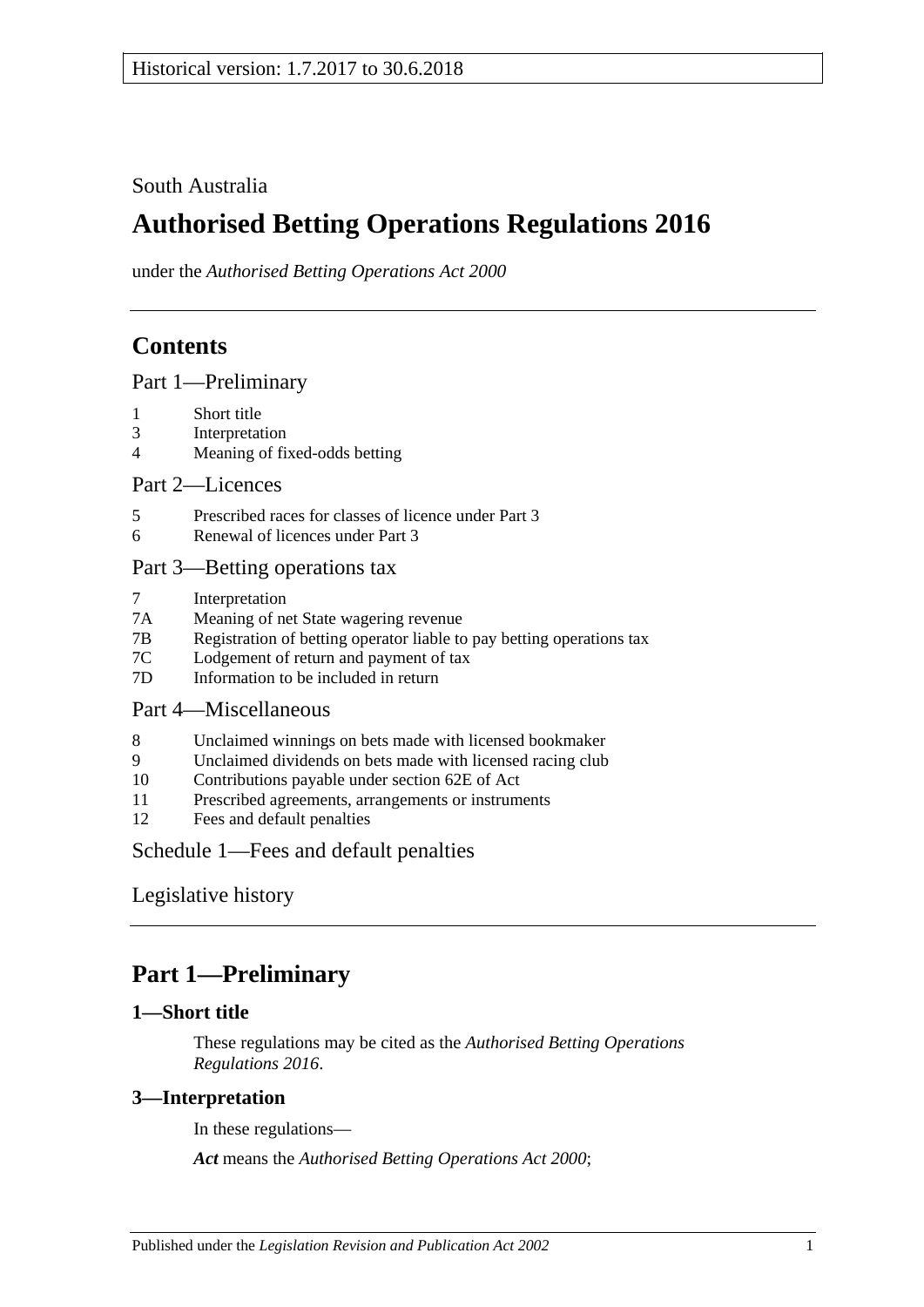Historical version: 1.7.2017 to 30.6.2018

South Australia

# Authorised Betting Operations Regulations 2016

under the *Authorised Betting Operations Act 2000*

## Contents

Part 1—Preliminary

1 Short title
3 Interpretation
4 Meaning of fixed-odds betting

Part 2—Licences

5 Prescribed races for classes of licence under Part 3
6 Renewal of licences under Part 3

Part 3—Betting operations tax

7 Interpretation
7A Meaning of net State wagering revenue
7B Registration of betting operator liable to pay betting operations tax
7C Lodgement of return and payment of tax
7D Information to be included in return

Part 4—Miscellaneous

8 Unclaimed winnings on bets made with licensed bookmaker
9 Unclaimed dividends on bets made with licensed racing club
10 Contributions payable under section 62E of Act
11 Prescribed agreements, arrangements or instruments
12 Fees and default penalties

Schedule 1—Fees and default penalties

Legislative history

## Part 1—Preliminary

### 1—Short title

These regulations may be cited as the *Authorised Betting Operations Regulations 2016*.

### 3—Interpretation

In these regulations—

***Act*** means the *Authorised Betting Operations Act 2000*;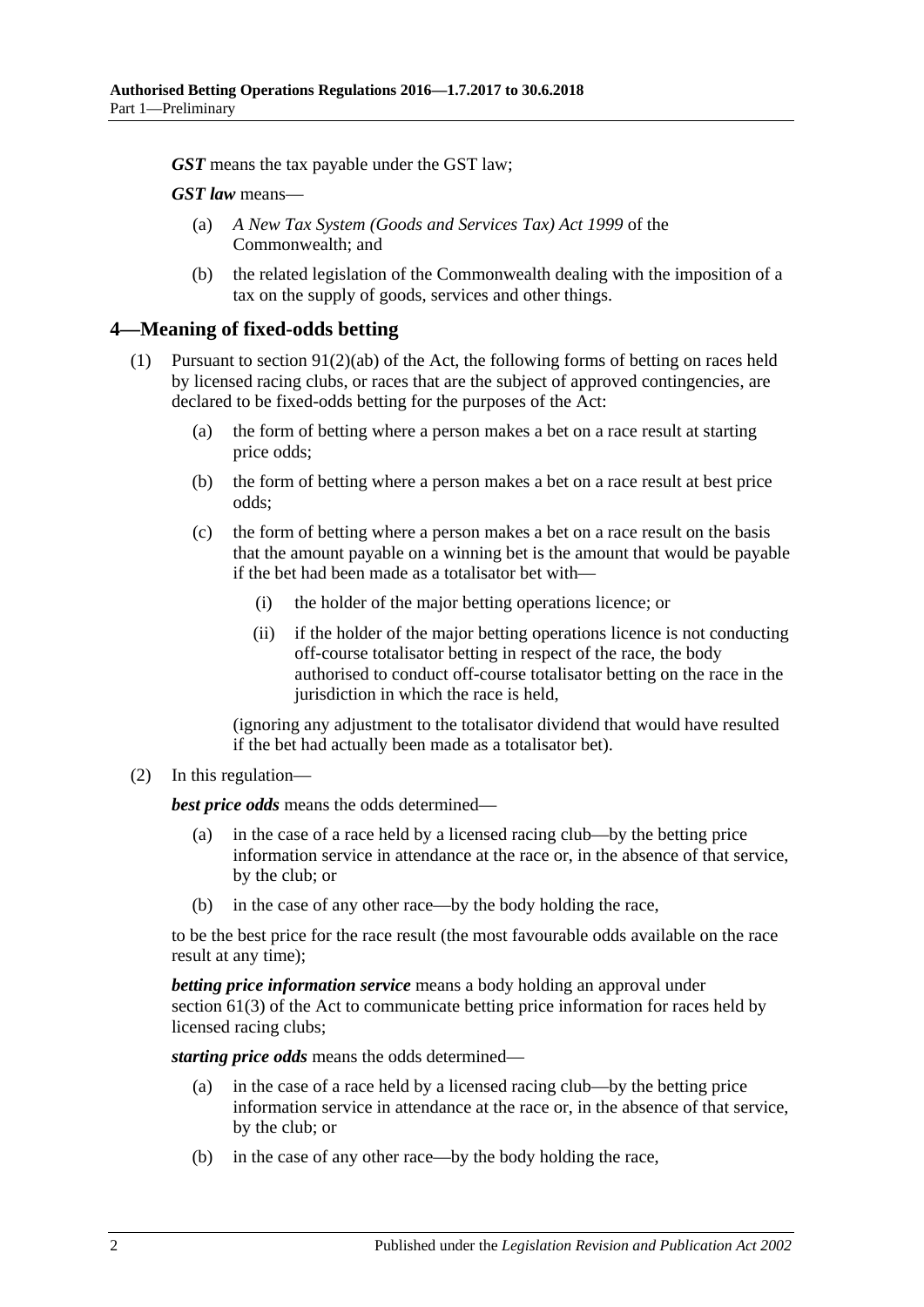***GST*** means the tax payable under the GST law;

***GST law*** means—

(a) *A New Tax System (Goods and Services Tax) Act 1999* of the Commonwealth; and

(b) the related legislation of the Commonwealth dealing with the imposition of a tax on the supply of goods, services and other things.

## 4—Meaning of fixed-odds betting

(1) Pursuant to section 91(2)(ab) of the Act, the following forms of betting on races held by licensed racing clubs, or races that are the subject of approved contingencies, are declared to be fixed-odds betting for the purposes of the Act:

(a) the form of betting where a person makes a bet on a race result at starting price odds;

(b) the form of betting where a person makes a bet on a race result at best price odds;

(c) the form of betting where a person makes a bet on a race result on the basis that the amount payable on a winning bet is the amount that would be payable if the bet had been made as a totalisator bet with—

(i) the holder of the major betting operations licence; or

(ii) if the holder of the major betting operations licence is not conducting off-course totalisator betting in respect of the race, the body authorised to conduct off-course totalisator betting on the race in the jurisdiction in which the race is held,

(ignoring any adjustment to the totalisator dividend that would have resulted if the bet had actually been made as a totalisator bet).

(2) In this regulation—

***best price odds*** means the odds determined—

(a) in the case of a race held by a licensed racing club—by the betting price information service in attendance at the race or, in the absence of that service, by the club; or

(b) in the case of any other race—by the body holding the race,

to be the best price for the race result (the most favourable odds available on the race result at any time);

***betting price information service*** means a body holding an approval under section 61(3) of the Act to communicate betting price information for races held by licensed racing clubs;

***starting price odds*** means the odds determined—

(a) in the case of a race held by a licensed racing club—by the betting price information service in attendance at the race or, in the absence of that service, by the club; or

(b) in the case of any other race—by the body holding the race,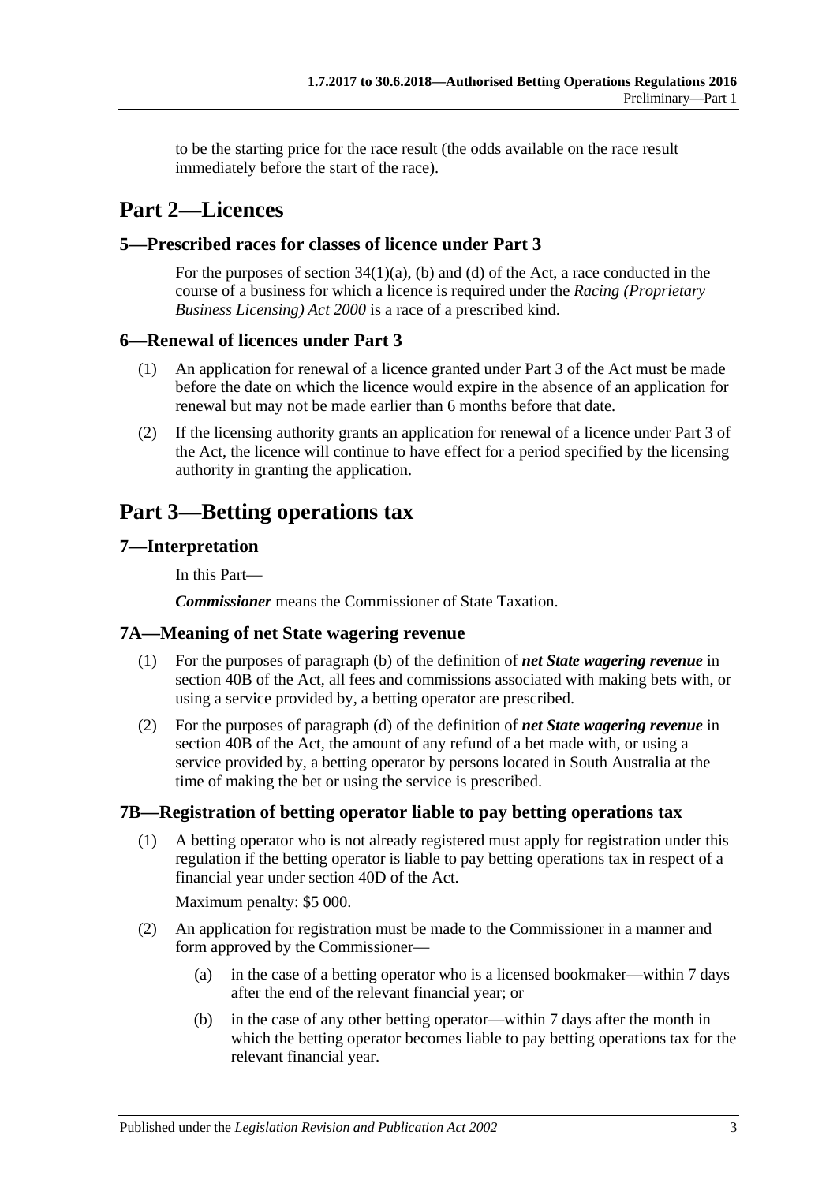to be the starting price for the race result (the odds available on the race result immediately before the start of the race).

# Part 2—Licences

## 5—Prescribed races for classes of licence under Part 3

For the purposes of section 34(1)(a), (b) and (d) of the Act, a race conducted in the course of a business for which a licence is required under the *Racing (Proprietary Business Licensing) Act 2000* is a race of a prescribed kind.

## 6—Renewal of licences under Part 3

(1) An application for renewal of a licence granted under Part 3 of the Act must be made before the date on which the licence would expire in the absence of an application for renewal but may not be made earlier than 6 months before that date.

(2) If the licensing authority grants an application for renewal of a licence under Part 3 of the Act, the licence will continue to have effect for a period specified by the licensing authority in granting the application.

# Part 3—Betting operations tax

## 7—Interpretation

In this Part—

***Commissioner*** means the Commissioner of State Taxation.

## 7A—Meaning of net State wagering revenue

(1) For the purposes of paragraph (b) of the definition of ***net State wagering revenue*** in section 40B of the Act, all fees and commissions associated with making bets with, or using a service provided by, a betting operator are prescribed.

(2) For the purposes of paragraph (d) of the definition of ***net State wagering revenue*** in section 40B of the Act, the amount of any refund of a bet made with, or using a service provided by, a betting operator by persons located in South Australia at the time of making the bet or using the service is prescribed.

## 7B—Registration of betting operator liable to pay betting operations tax

(1) A betting operator who is not already registered must apply for registration under this regulation if the betting operator is liable to pay betting operations tax in respect of a financial year under section 40D of the Act.

Maximum penalty: $5 000.

(2) An application for registration must be made to the Commissioner in a manner and form approved by the Commissioner—

(a) in the case of a betting operator who is a licensed bookmaker—within 7 days after the end of the relevant financial year; or

(b) in the case of any other betting operator—within 7 days after the month in which the betting operator becomes liable to pay betting operations tax for the relevant financial year.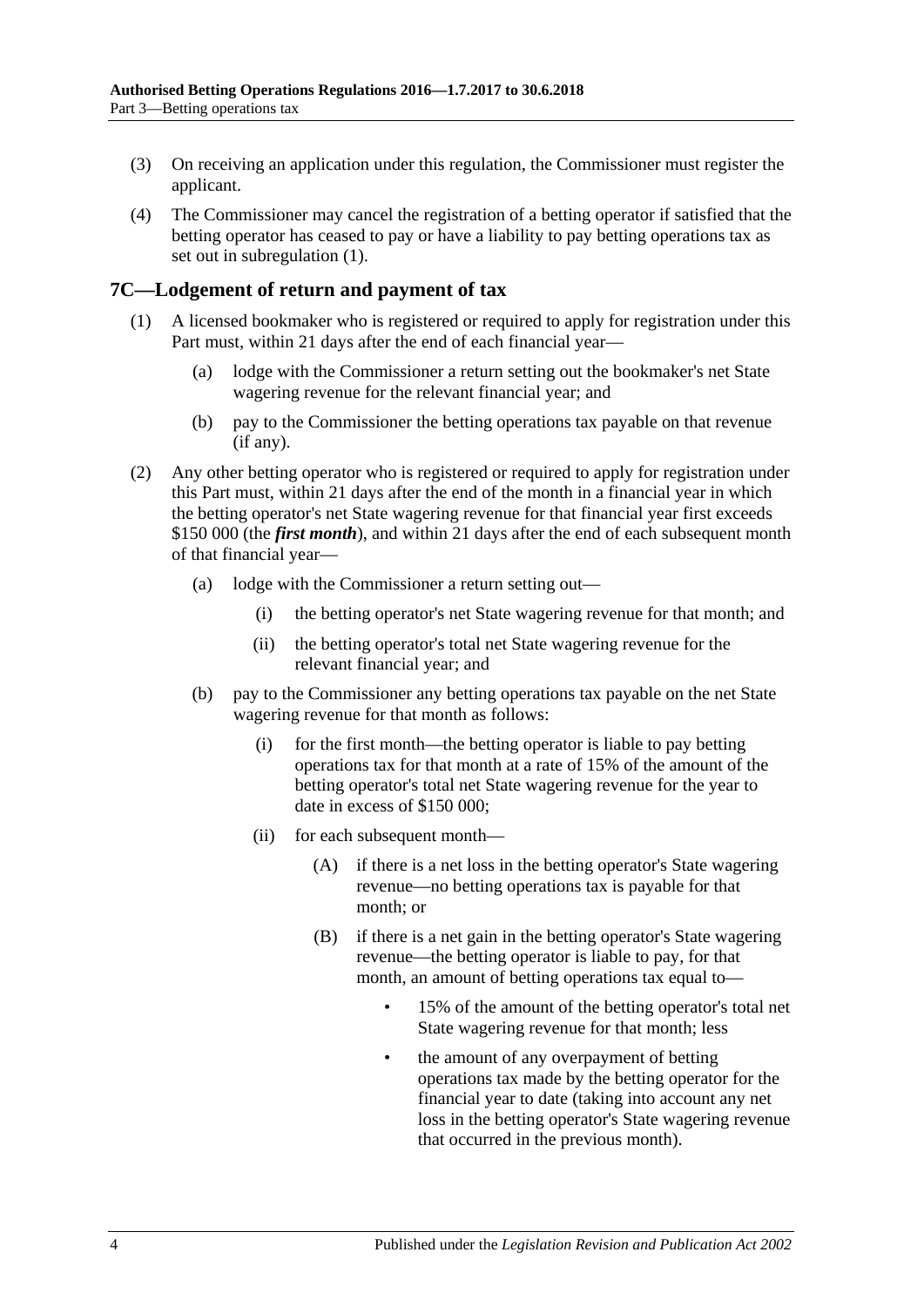(3) On receiving an application under this regulation, the Commissioner must register the applicant.

(4) The Commissioner may cancel the registration of a betting operator if satisfied that the betting operator has ceased to pay or have a liability to pay betting operations tax as set out in subregulation (1).

## 7C—Lodgement of return and payment of tax

(1) A licensed bookmaker who is registered or required to apply for registration under this Part must, within 21 days after the end of each financial year—

   (a) lodge with the Commissioner a return setting out the bookmaker's net State wagering revenue for the relevant financial year; and

   (b) pay to the Commissioner the betting operations tax payable on that revenue (if any).

(2) Any other betting operator who is registered or required to apply for registration under this Part must, within 21 days after the end of the month in a financial year in which the betting operator's net State wagering revenue for that financial year first exceeds $150 000 (the ***first month***), and within 21 days after the end of each subsequent month of that financial year—

   (a) lodge with the Commissioner a return setting out—

      (i) the betting operator's net State wagering revenue for that month; and

      (ii) the betting operator's total net State wagering revenue for the relevant financial year; and

   (b) pay to the Commissioner any betting operations tax payable on the net State wagering revenue for that month as follows:

      (i) for the first month—the betting operator is liable to pay betting operations tax for that month at a rate of 15% of the amount of the betting operator's total net State wagering revenue for the year to date in excess of $150 000;

      (ii) for each subsequent month—

         (A) if there is a net loss in the betting operator's State wagering revenue—no betting operations tax is payable for that month; or

         (B) if there is a net gain in the betting operator's State wagering revenue—the betting operator is liable to pay, for that month, an amount of betting operations tax equal to—

            - 15% of the amount of the betting operator's total net State wagering revenue for that month; less

            - the amount of any overpayment of betting operations tax made by the betting operator for the financial year to date (taking into account any net loss in the betting operator's State wagering revenue that occurred in the previous month).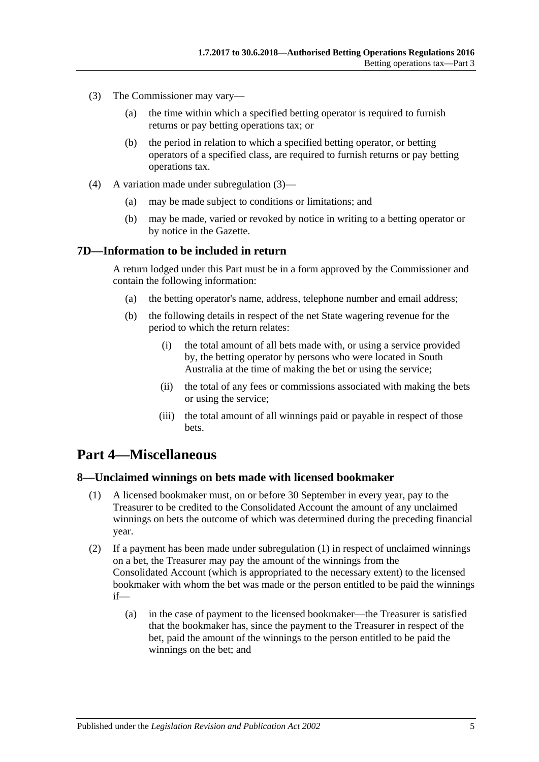(3) The Commissioner may vary—

(a) the time within which a specified betting operator is required to furnish returns or pay betting operations tax; or

(b) the period in relation to which a specified betting operator, or betting operators of a specified class, are required to furnish returns or pay betting operations tax.

(4) A variation made under subregulation (3)—

(a) may be made subject to conditions or limitations; and

(b) may be made, varied or revoked by notice in writing to a betting operator or by notice in the Gazette.

### 7D—Information to be included in return

A return lodged under this Part must be in a form approved by the Commissioner and contain the following information:

(a) the betting operator's name, address, telephone number and email address;

(b) the following details in respect of the net State wagering revenue for the period to which the return relates:

(i) the total amount of all bets made with, or using a service provided by, the betting operator by persons who were located in South Australia at the time of making the bet or using the service;

(ii) the total of any fees or commissions associated with making the bets or using the service;

(iii) the total amount of all winnings paid or payable in respect of those bets.

## Part 4—Miscellaneous

### 8—Unclaimed winnings on bets made with licensed bookmaker

(1) A licensed bookmaker must, on or before 30 September in every year, pay to the Treasurer to be credited to the Consolidated Account the amount of any unclaimed winnings on bets the outcome of which was determined during the preceding financial year.

(2) If a payment has been made under subregulation (1) in respect of unclaimed winnings on a bet, the Treasurer may pay the amount of the winnings from the Consolidated Account (which is appropriated to the necessary extent) to the licensed bookmaker with whom the bet was made or the person entitled to be paid the winnings if—

(a) in the case of payment to the licensed bookmaker—the Treasurer is satisfied that the bookmaker has, since the payment to the Treasurer in respect of the bet, paid the amount of the winnings to the person entitled to be paid the winnings on the bet; and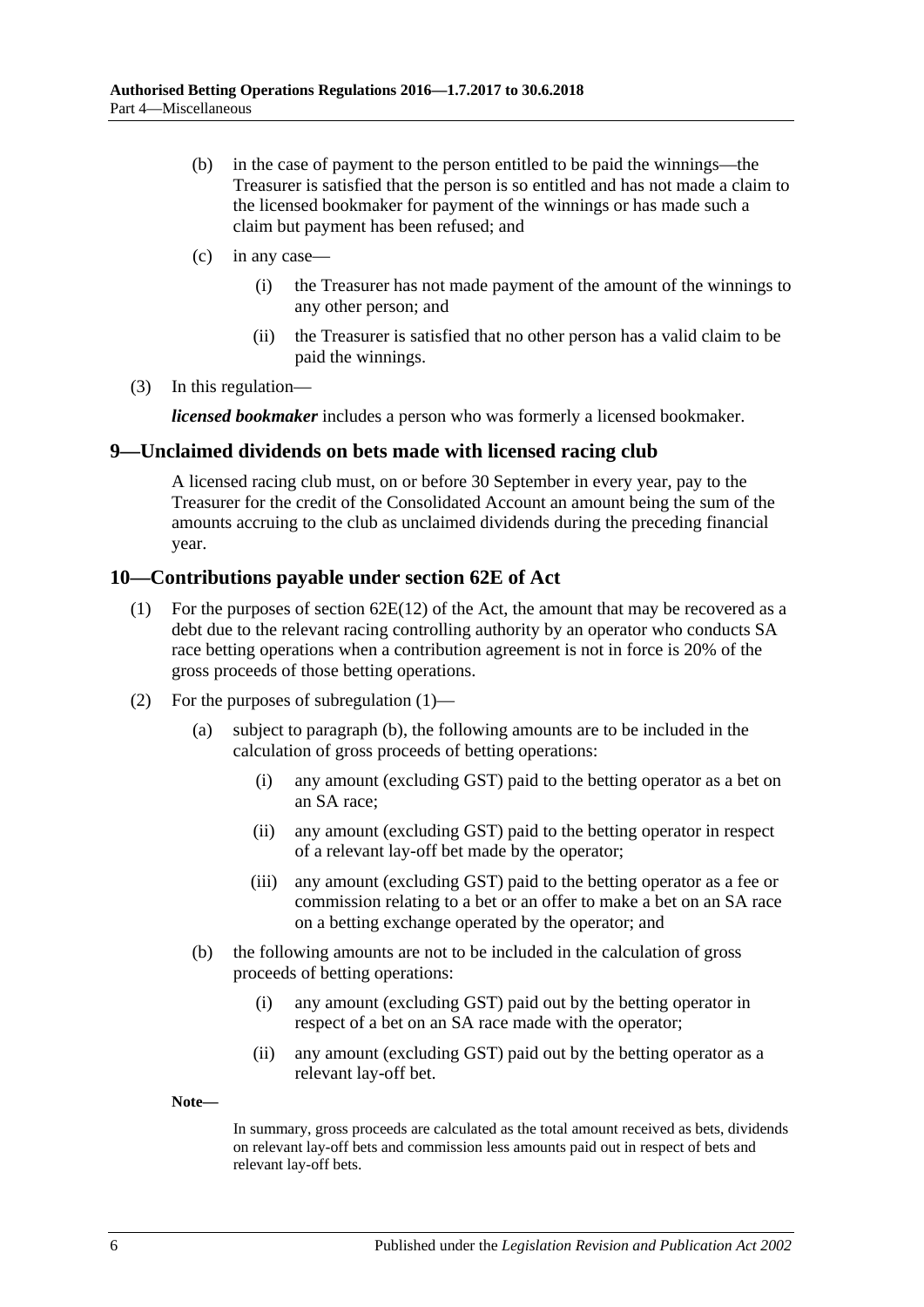(b) in the case of payment to the person entitled to be paid the winnings—the Treasurer is satisfied that the person is so entitled and has not made a claim to the licensed bookmaker for payment of the winnings or has made such a claim but payment has been refused; and

(c) in any case—

(i) the Treasurer has not made payment of the amount of the winnings to any other person; and

(ii) the Treasurer is satisfied that no other person has a valid claim to be paid the winnings.

(3) In this regulation—

***licensed bookmaker*** includes a person who was formerly a licensed bookmaker.

## 9—Unclaimed dividends on bets made with licensed racing club

A licensed racing club must, on or before 30 September in every year, pay to the Treasurer for the credit of the Consolidated Account an amount being the sum of the amounts accruing to the club as unclaimed dividends during the preceding financial year.

## 10—Contributions payable under section 62E of Act

(1) For the purposes of section 62E(12) of the Act, the amount that may be recovered as a debt due to the relevant racing controlling authority by an operator who conducts SA race betting operations when a contribution agreement is not in force is 20% of the gross proceeds of those betting operations.

(2) For the purposes of subregulation (1)—

(a) subject to paragraph (b), the following amounts are to be included in the calculation of gross proceeds of betting operations:

(i) any amount (excluding GST) paid to the betting operator as a bet on an SA race;

(ii) any amount (excluding GST) paid to the betting operator in respect of a relevant lay-off bet made by the operator;

(iii) any amount (excluding GST) paid to the betting operator as a fee or commission relating to a bet or an offer to make a bet on an SA race on a betting exchange operated by the operator; and

(b) the following amounts are not to be included in the calculation of gross proceeds of betting operations:

(i) any amount (excluding GST) paid out by the betting operator in respect of a bet on an SA race made with the operator;

(ii) any amount (excluding GST) paid out by the betting operator as a relevant lay-off bet.

**Note—**

In summary, gross proceeds are calculated as the total amount received as bets, dividends on relevant lay-off bets and commission less amounts paid out in respect of bets and relevant lay-off bets.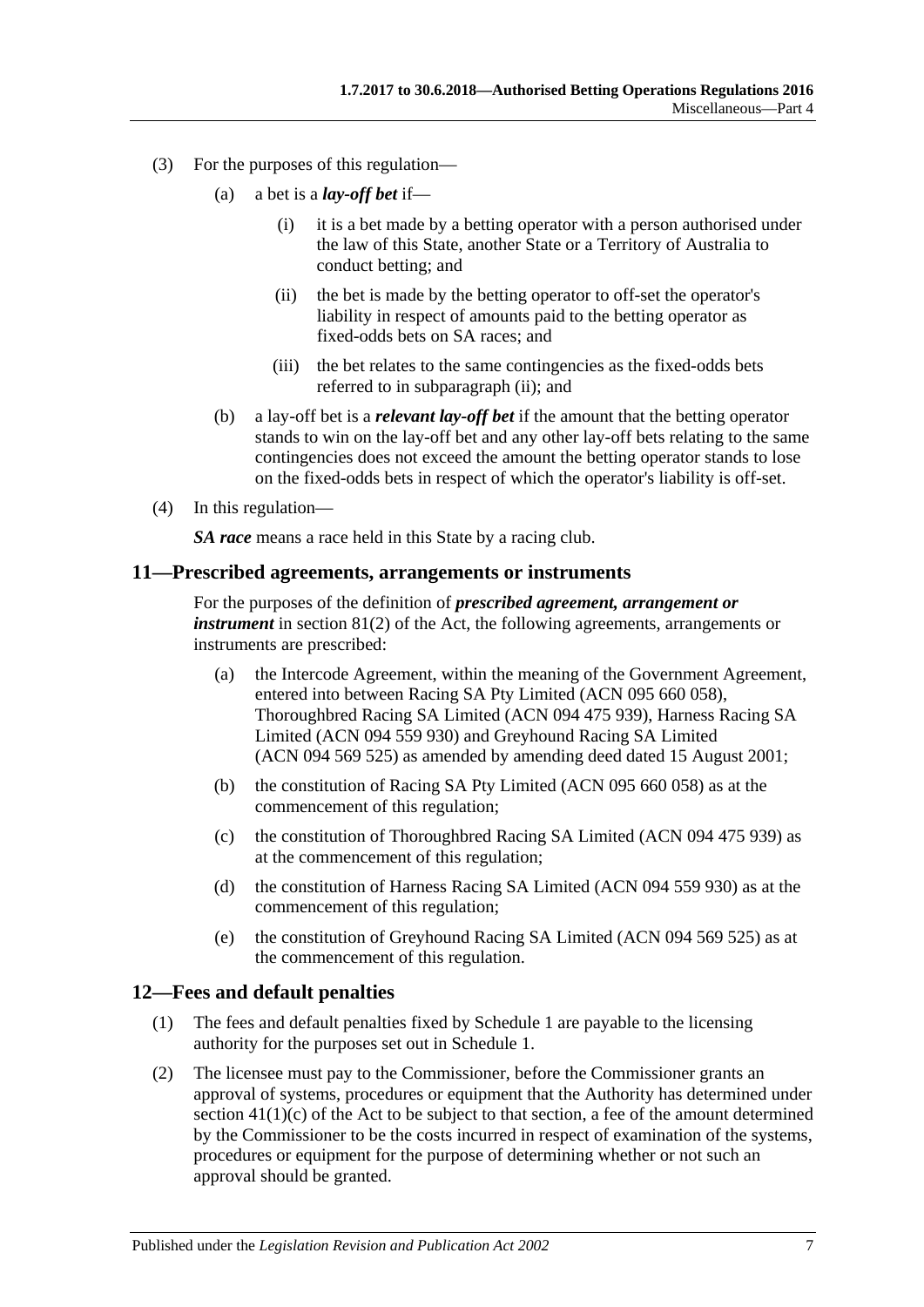(3) For the purposes of this regulation—

(a) a bet is a ***lay-off bet*** if—

(i) it is a bet made by a betting operator with a person authorised under the law of this State, another State or a Territory of Australia to conduct betting; and

(ii) the bet is made by the betting operator to off-set the operator's liability in respect of amounts paid to the betting operator as fixed-odds bets on SA races; and

(iii) the bet relates to the same contingencies as the fixed-odds bets referred to in subparagraph (ii); and

(b) a lay-off bet is a ***relevant lay-off bet*** if the amount that the betting operator stands to win on the lay-off bet and any other lay-off bets relating to the same contingencies does not exceed the amount the betting operator stands to lose on the fixed-odds bets in respect of which the operator's liability is off-set.

(4) In this regulation—

***SA race*** means a race held in this State by a racing club.

## 11—Prescribed agreements, arrangements or instruments

For the purposes of the definition of ***prescribed agreement, arrangement or instrument*** in section 81(2) of the Act, the following agreements, arrangements or instruments are prescribed:

(a) the Intercode Agreement, within the meaning of the Government Agreement, entered into between Racing SA Pty Limited (ACN 095 660 058), Thoroughbred Racing SA Limited (ACN 094 475 939), Harness Racing SA Limited (ACN 094 559 930) and Greyhound Racing SA Limited (ACN 094 569 525) as amended by amending deed dated 15 August 2001;

(b) the constitution of Racing SA Pty Limited (ACN 095 660 058) as at the commencement of this regulation;

(c) the constitution of Thoroughbred Racing SA Limited (ACN 094 475 939) as at the commencement of this regulation;

(d) the constitution of Harness Racing SA Limited (ACN 094 559 930) as at the commencement of this regulation;

(e) the constitution of Greyhound Racing SA Limited (ACN 094 569 525) as at the commencement of this regulation.

## 12—Fees and default penalties

(1) The fees and default penalties fixed by Schedule 1 are payable to the licensing authority for the purposes set out in Schedule 1.

(2) The licensee must pay to the Commissioner, before the Commissioner grants an approval of systems, procedures or equipment that the Authority has determined under section 41(1)(c) of the Act to be subject to that section, a fee of the amount determined by the Commissioner to be the costs incurred in respect of examination of the systems, procedures or equipment for the purpose of determining whether or not such an approval should be granted.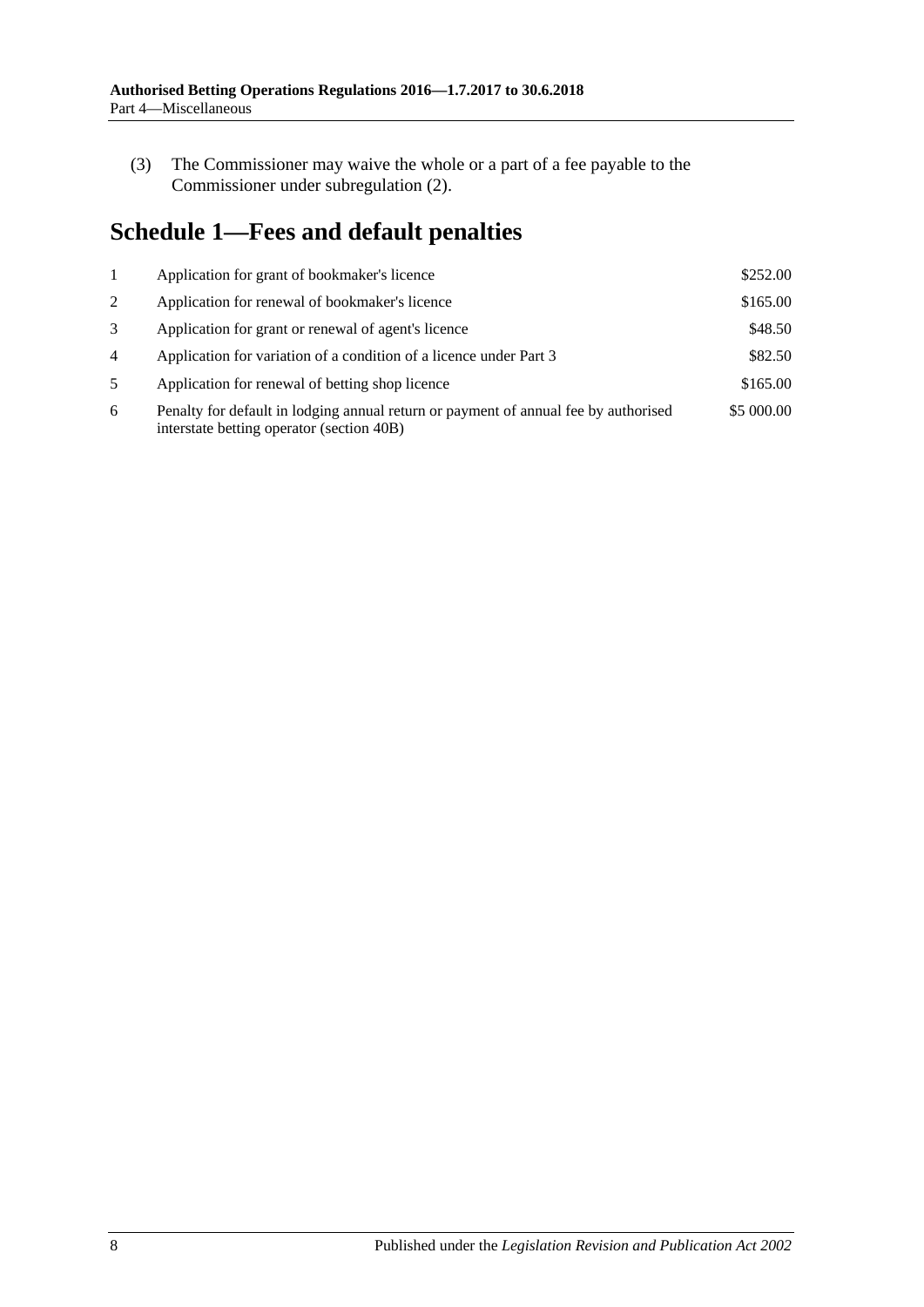(3) The Commissioner may waive the whole or a part of a fee payable to the Commissioner under subregulation (2).

## Schedule 1—Fees and default penalties

| | | |
|---|---|---|
| 1 | Application for grant of bookmaker's licence | $252.00 |
| 2 | Application for renewal of bookmaker's licence | $165.00 |
| 3 | Application for grant or renewal of agent's licence | $48.50 |
| 4 | Application for variation of a condition of a licence under Part 3 | $82.50 |
| 5 | Application for renewal of betting shop licence | $165.00 |
| 6 | Penalty for default in lodging annual return or payment of annual fee by authorised interstate betting operator (section 40B) | $5 000.00 |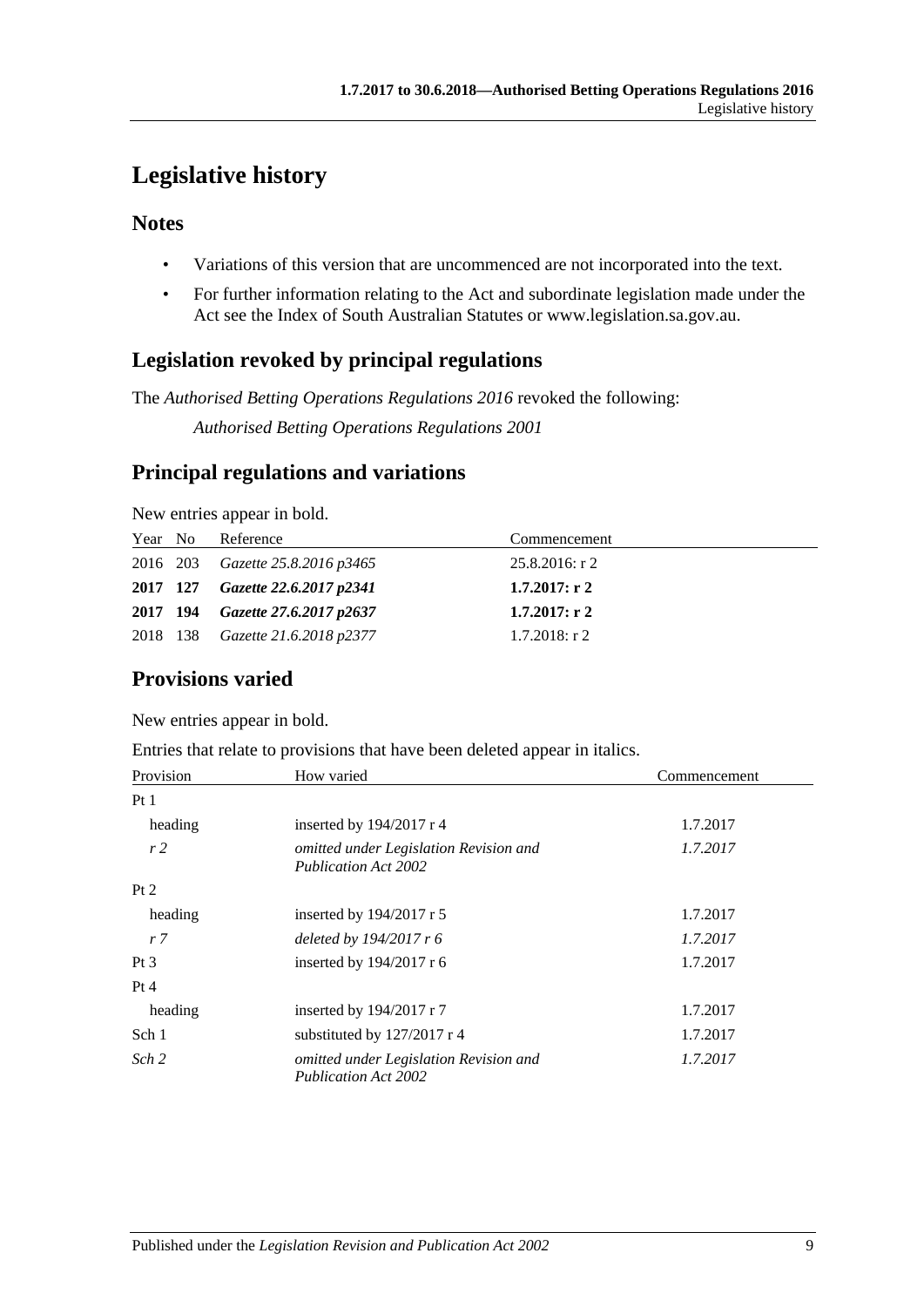# Legislative history

## Notes

- Variations of this version that are uncommenced are not incorporated into the text.
- For further information relating to the Act and subordinate legislation made under the Act see the Index of South Australian Statutes or www.legislation.sa.gov.au.

## Legislation revoked by principal regulations

The *Authorised Betting Operations Regulations 2016* revoked the following:

*Authorised Betting Operations Regulations 2001*

## Principal regulations and variations

New entries appear in bold.

| Year | No | Reference | Commencement |
|---|---|---|---|
| 2016 | 203 | *Gazette 25.8.2016 p3465* | 25.8.2016: r 2 |
| **2017** | **127** | ***Gazette 22.6.2017 p2341*** | **1.7.2017: r 2** |
| **2017** | **194** | ***Gazette 27.6.2017 p2637*** | **1.7.2017: r 2** |
| 2018 | 138 | *Gazette 21.6.2018 p2377* | 1.7.2018: r 2 |

## Provisions varied

New entries appear in bold.

Entries that relate to provisions that have been deleted appear in italics.

| Provision | How varied | Commencement |
|---|---|---|
| Pt 1 | | |
| heading | inserted by 194/2017 r 4 | 1.7.2017 |
| *r 2* | *omitted under Legislation Revision and Publication Act 2002* | *1.7.2017* |
| Pt 2 | | |
| heading | inserted by 194/2017 r 5 | 1.7.2017 |
| *r 7* | *deleted by 194/2017 r 6* | *1.7.2017* |
| Pt 3 | inserted by 194/2017 r 6 | 1.7.2017 |
| Pt 4 | | |
| heading | inserted by 194/2017 r 7 | 1.7.2017 |
| Sch 1 | substituted by 127/2017 r 4 | 1.7.2017 |
| *Sch 2* | *omitted under Legislation Revision and Publication Act 2002* | *1.7.2017* |